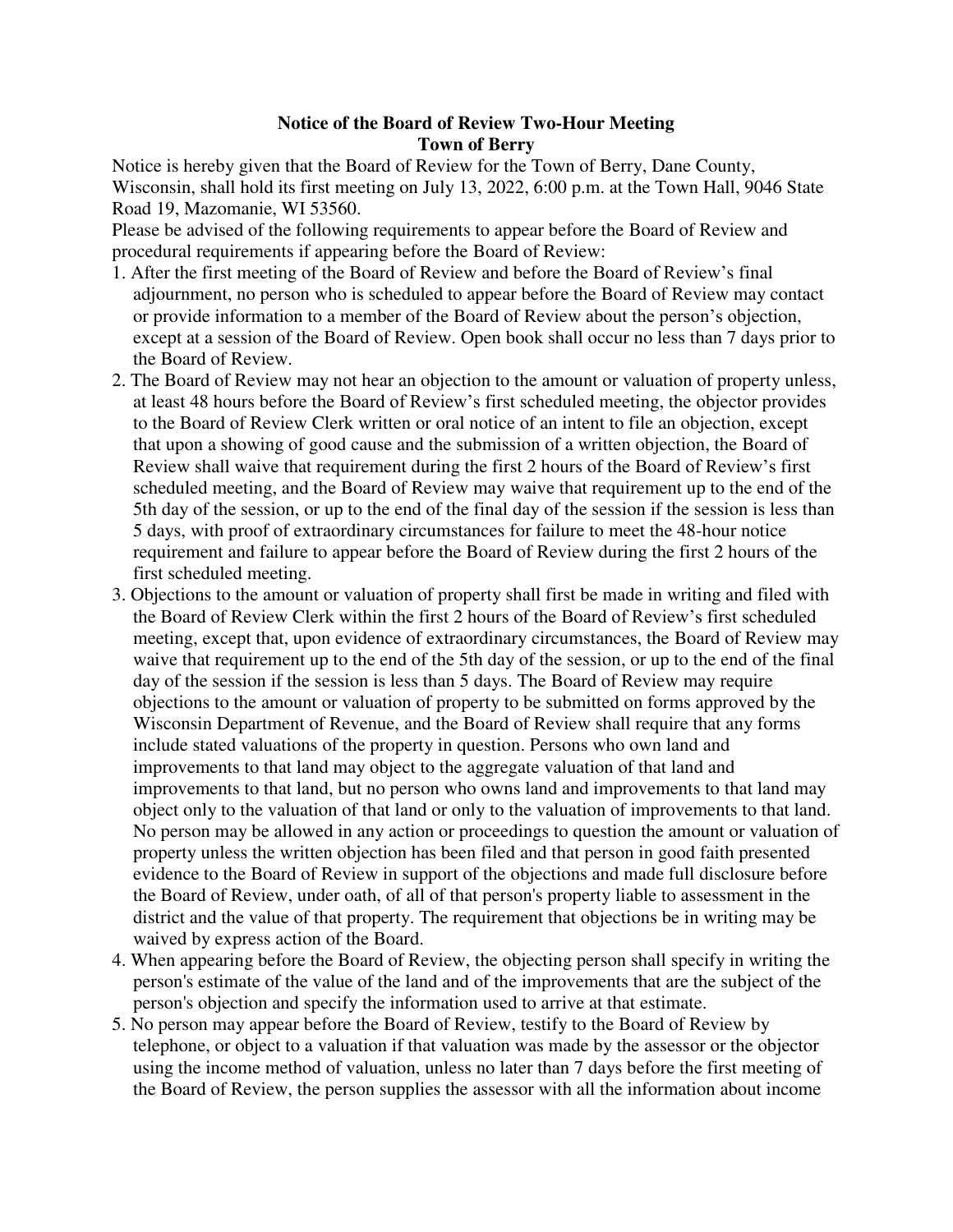# Notice of the Board of Review Two-Hour Meeting
## Town of Berry

Notice is hereby given that the Board of Review for the Town of Berry, Dane County, Wisconsin, shall hold its first meeting on July 13, 2022, 6:00 p.m. at the Town Hall, 9046 State Road 19, Mazomanie, WI 53560.

Please be advised of the following requirements to appear before the Board of Review and procedural requirements if appearing before the Board of Review:

1. After the first meeting of the Board of Review and before the Board of Review's final adjournment, no person who is scheduled to appear before the Board of Review may contact or provide information to a member of the Board of Review about the person's objection, except at a session of the Board of Review. Open book shall occur no less than 7 days prior to the Board of Review.
2. The Board of Review may not hear an objection to the amount or valuation of property unless, at least 48 hours before the Board of Review's first scheduled meeting, the objector provides to the Board of Review Clerk written or oral notice of an intent to file an objection, except that upon a showing of good cause and the submission of a written objection, the Board of Review shall waive that requirement during the first 2 hours of the Board of Review's first scheduled meeting, and the Board of Review may waive that requirement up to the end of the 5th day of the session, or up to the end of the final day of the session if the session is less than 5 days, with proof of extraordinary circumstances for failure to meet the 48-hour notice requirement and failure to appear before the Board of Review during the first 2 hours of the first scheduled meeting.
3. Objections to the amount or valuation of property shall first be made in writing and filed with the Board of Review Clerk within the first 2 hours of the Board of Review's first scheduled meeting, except that, upon evidence of extraordinary circumstances, the Board of Review may waive that requirement up to the end of the 5th day of the session, or up to the end of the final day of the session if the session is less than 5 days. The Board of Review may require objections to the amount or valuation of property to be submitted on forms approved by the Wisconsin Department of Revenue, and the Board of Review shall require that any forms include stated valuations of the property in question. Persons who own land and improvements to that land may object to the aggregate valuation of that land and improvements to that land, but no person who owns land and improvements to that land may object only to the valuation of that land or only to the valuation of improvements to that land. No person may be allowed in any action or proceedings to question the amount or valuation of property unless the written objection has been filed and that person in good faith presented evidence to the Board of Review in support of the objections and made full disclosure before the Board of Review, under oath, of all of that person's property liable to assessment in the district and the value of that property. The requirement that objections be in writing may be waived by express action of the Board.
4. When appearing before the Board of Review, the objecting person shall specify in writing the person's estimate of the value of the land and of the improvements that are the subject of the person's objection and specify the information used to arrive at that estimate.
5. No person may appear before the Board of Review, testify to the Board of Review by telephone, or object to a valuation if that valuation was made by the assessor or the objector using the income method of valuation, unless no later than 7 days before the first meeting of the Board of Review, the person supplies the assessor with all the information about income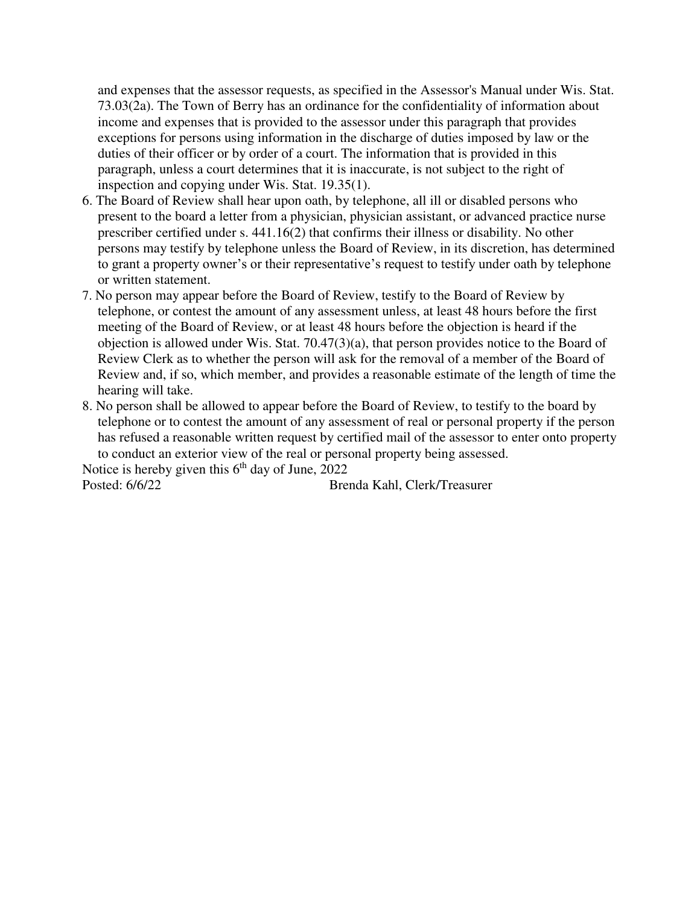and expenses that the assessor requests, as specified in the Assessor's Manual under Wis. Stat. 73.03(2a). The Town of Berry has an ordinance for the confidentiality of information about income and expenses that is provided to the assessor under this paragraph that provides exceptions for persons using information in the discharge of duties imposed by law or the duties of their officer or by order of a court. The information that is provided in this paragraph, unless a court determines that it is inaccurate, is not subject to the right of inspection and copying under Wis. Stat. 19.35(1).

6. The Board of Review shall hear upon oath, by telephone, all ill or disabled persons who present to the board a letter from a physician, physician assistant, or advanced practice nurse prescriber certified under s. 441.16(2) that confirms their illness or disability. No other persons may testify by telephone unless the Board of Review, in its discretion, has determined to grant a property owner's or their representative's request to testify under oath by telephone or written statement.
7. No person may appear before the Board of Review, testify to the Board of Review by telephone, or contest the amount of any assessment unless, at least 48 hours before the first meeting of the Board of Review, or at least 48 hours before the objection is heard if the objection is allowed under Wis. Stat. 70.47(3)(a), that person provides notice to the Board of Review Clerk as to whether the person will ask for the removal of a member of the Board of Review and, if so, which member, and provides a reasonable estimate of the length of time the hearing will take.
8. No person shall be allowed to appear before the Board of Review, to testify to the board by telephone or to contest the amount of any assessment of real or personal property if the person has refused a reasonable written request by certified mail of the assessor to enter onto property to conduct an exterior view of the real or personal property being assessed.

Notice is hereby given this 6th day of June, 2022

Posted: 6/6/22 Brenda Kahl, Clerk/Treasurer